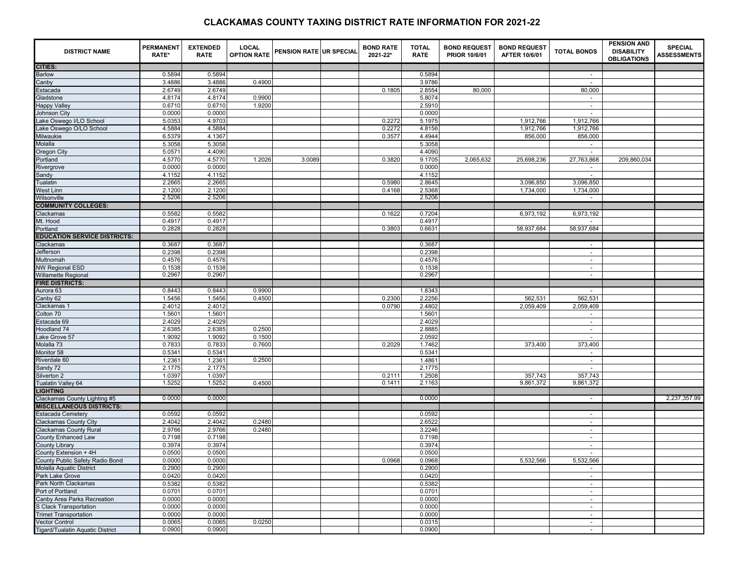# CLACKAMAS COUNTY TAXING DISTRICT RATE INFORMATION FOR 2021-22

| DISTRICT NAME | PERMANENT RATE* | EXTENDED RATE | LOCAL OPTION RATE | PENSION RATE | UR SPECIAL | BOND RATE 2021-22* | TOTAL RATE | BOND REQUEST PRIOR 10/6/01 | BOND REQUEST AFTER 10/6/01 | TOTAL BONDS | PENSION AND DISABILITY OBLIGATIONS | SPECIAL ASSESSMENTS |
|---|---|---|---|---|---|---|---|---|---|---|---|---|
| **CITIES:** | | | | | | | | | | | | |
| Barlow | 0.5894 | 0.5894 | | | | | 0.5894 | | | - | | |
| Canby | 3.4886 | 3.4886 | 0.4900 | | | | 3.9786 | | | - | | |
| Estacada | 2.6749 | 2.6749 | | | | 0.1805 | 2.8554 | 80,000 | | 80,000 | | |
| Gladstone | 4.8174 | 4.8174 | 0.9900 | | | | 5.8074 | | | - | | |
| Happy Valley | 0.6710 | 0.6710 | 1.9200 | | | | 2.5910 | | | - | | |
| Johnson City | 0.0000 | 0.0000 | | | | | 0.0000 | | | - | | |
| Lake Oswego I/LO School | 5.0353 | 4.9703 | | | | 0.2272 | 5.1975 | | 1,912,766 | 1,912,766 | | |
| Lake Oswego O/LO School | 4.5884 | 4.5884 | | | | 0.2272 | 4.8156 | | 1,912,766 | 1,912,766 | | |
| Milwaukie | 6.5379 | 4.1367 | | | | 0.3577 | 4.4944 | | 856,000 | 856,000 | | |
| Molalla | 5.3058 | 5.3058 | | | | | 5.3058 | | | - | | |
| Oregon City | 5.0571 | 4.4090 | | | | | 4.4090 | | | - | | |
| Portland | 4.5770 | 4.5770 | 1.2026 | 3.0089 | | 0.3820 | 9.1705 | 2,065,632 | 25,698,236 | 27,763,868 | 209,860,034 | |
| Rivergrove | 0.0000 | 0.0000 | | | | | 0.0000 | | | - | | |
| Sandy | 4.1152 | 4.1152 | | | | | 4.1152 | | | - | | |
| Tualatin | 2.2665 | 2.2665 | | | | 0.5980 | 2.8645 | | 3,096,850 | 3,096,850 | | |
| West Linn | 2.1200 | 2.1200 | | | | 0.4168 | 2.5368 | | 1,734,000 | 1,734,000 | | |
| Wilsonville | 2.5206 | 2.5206 | | | | | 2.5206 | | | - | | |
| **COMMUNITY COLLEGES:** | | | | | | | | | | | | |
| Clackamas | 0.5582 | 0.5582 | | | | 0.1622 | 0.7204 | | 6,973,192 | 6,973,192 | | |
| Mt. Hood | 0.4917 | 0.4917 | | | | | 0.4917 | | | - | | |
| Portland | 0.2828 | 0.2828 | | | | 0.3803 | 0.6631 | | 58,937,684 | 58,937,684 | | |
| **EDUCATION SERVICE DISTRICTS:** | | | | | | | | | | | | |
| Clackamas | 0.3687 | 0.3687 | | | | | 0.3687 | | | - | | |
| Jefferson | 0.2398 | 0.2398 | | | | | 0.2398 | | | - | | |
| Multnomah | 0.4576 | 0.4576 | | | | | 0.4576 | | | - | | |
| NW Regional ESD | 0.1538 | 0.1538 | | | | | 0.1538 | | | - | | |
| Willamette Regional | 0.2967 | 0.2967 | | | | | 0.2967 | | | - | | |
| **FIRE DISTRICTS:** | | | | | | | | | | | | |
| Aurora 63 | 0.8443 | 0.8443 | 0.9900 | | | | 1.8343 | | | - | | |
| Canby 62 | 1.5456 | 1.5456 | 0.4500 | | | 0.2300 | 2.2256 | | 562,531 | 562,531 | | |
| Clackamas 1 | 2.4012 | 2.4012 | | | | 0.0790 | 2.4802 | | 2,059,409 | 2,059,409 | | |
| Colton 70 | 1.5601 | 1.5601 | | | | | 1.5601 | | | - | | |
| Estacada 69 | 2.4029 | 2.4029 | | | | | 2.4029 | | | - | | |
| Hoodland 74 | 2.6385 | 2.6385 | 0.2500 | | | | 2.8885 | | | - | | |
| Lake Grove 57 | 1.9092 | 1.9092 | 0.1500 | | | | 2.0592 | | | - | | |
| Molalla 73 | 0.7833 | 0.7833 | 0.7600 | | | 0.2029 | 1.7462 | | 373,400 | 373,400 | | |
| Monitor 58 | 0.5341 | 0.5341 | | | | | 0.5341 | | | - | | |
| Riverdale 60 | 1.2361 | 1.2361 | 0.2500 | | | | 1.4861 | | | - | | |
| Sandy 72 | 2.1775 | 2.1775 | | | | | 2.1775 | | | - | | |
| Silverton 2 | 1.0397 | 1.0397 | | | | 0.2111 | 1.2508 | | 357,743 | 357,743 | | |
| Tualatin Valley 64 | 1.5252 | 1.5252 | 0.4500 | | | 0.1411 | 2.1163 | | 9,861,372 | 9,861,372 | | |
| **LIGHTING** | | | | | | | | | | | | |
| Clackamas County Lighting #5 | 0.0000 | 0.0000 | | | | | 0.0000 | | | - | | 2,237,357.99 |
| **MISCELLANEOUS DISTRICTS:** | | | | | | | | | | | | |
| Estacada Cemetery | 0.0592 | 0.0592 | | | | | 0.0592 | | | - | | |
| Clackamas County City | 2.4042 | 2.4042 | 0.2480 | | | | 2.6522 | | | - | | |
| Clackamas County Rural | 2.9766 | 2.9766 | 0.2480 | | | | 3.2246 | | | - | | |
| County Enhanced Law | 0.7198 | 0.7198 | | | | | 0.7198 | | | - | | |
| County Library | 0.3974 | 0.3974 | | | | | 0.3974 | | | - | | |
| County Extension + 4H | 0.0500 | 0.0500 | | | | | 0.0500 | | | - | | |
| County Public Safety Radio Bond | 0.0000 | 0.0000 | | | | 0.0968 | 0.0968 | | 5,532,566 | 5,532,566 | | |
| Molalla Aquatic District | 0.2900 | 0.2900 | | | | | 0.2900 | | | - | | |
| Park Lake Grove | 0.0420 | 0.0420 | | | | | 0.0420 | | | - | | |
| Park North Clackamas | 0.5382 | 0.5382 | | | | | 0.5382 | | | - | | |
| Port of Portland | 0.0701 | 0.0701 | | | | | 0.0701 | | | - | | |
| Canby Area Parks Recreation | 0.0000 | 0.0000 | | | | | 0.0000 | | | - | | |
| S Clack Transportation | 0.0000 | 0.0000 | | | | | 0.0000 | | | - | | |
| Trimet Transportation | 0.0000 | 0.0000 | | | | | 0.0000 | | | - | | |
| Vector Control | 0.0065 | 0.0065 | 0.0250 | | | | 0.0315 | | | - | | |
| Tigard/Tualatin Aquatic District | 0.0900 | 0.0900 | | | | | 0.0900 | | | - | | |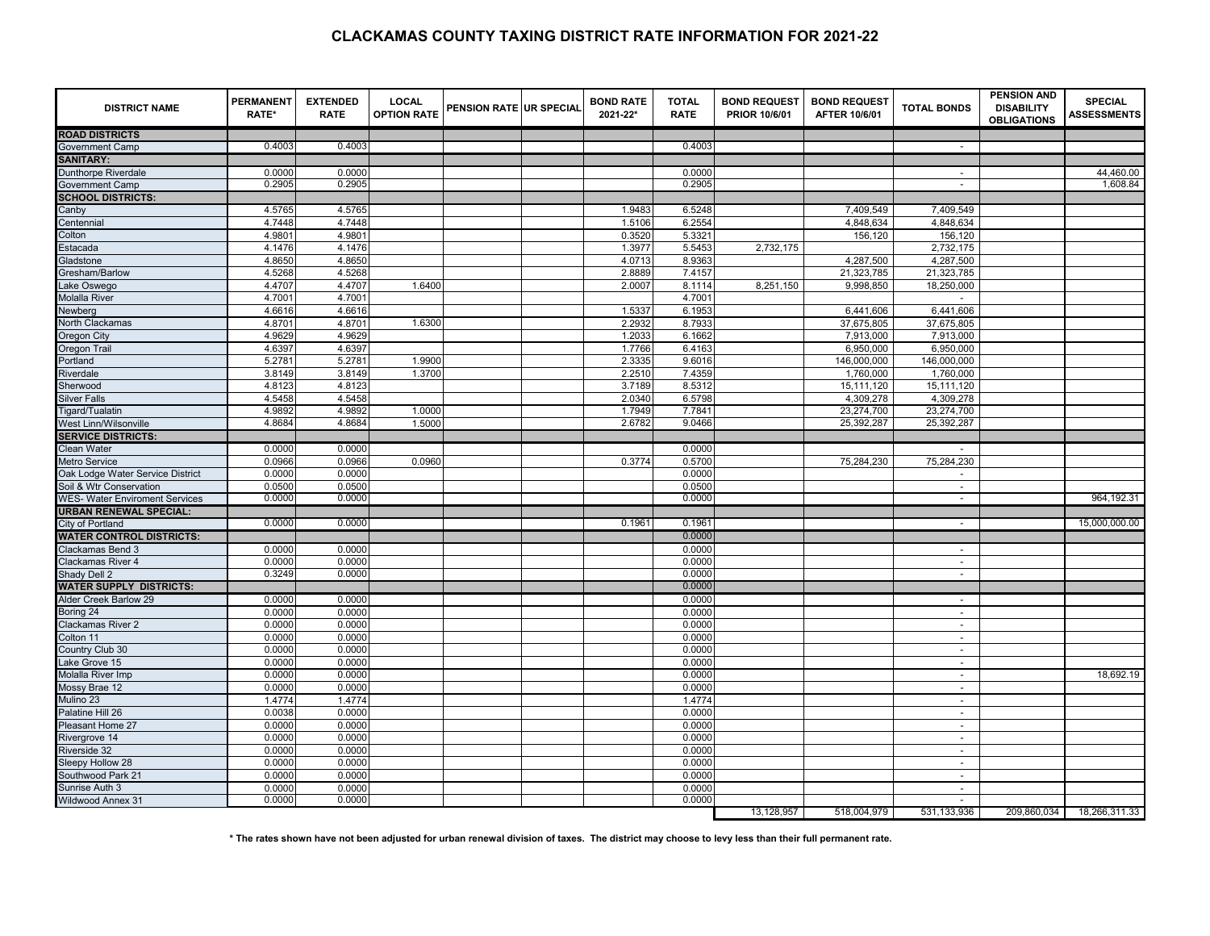# CLACKAMAS COUNTY TAXING DISTRICT RATE INFORMATION FOR 2021-22

| DISTRICT NAME | PERMANENT RATE* | EXTENDED RATE | LOCAL OPTION RATE | PENSION RATE | UR SPECIAL | BOND RATE 2021-22* | TOTAL RATE | BOND REQUEST PRIOR 10/6/01 | BOND REQUEST AFTER 10/6/01 | TOTAL BONDS | PENSION AND DISABILITY OBLIGATIONS | SPECIAL ASSESSMENTS |
|---|---|---|---|---|---|---|---|---|---|---|---|---|
| **ROAD DISTRICTS** | | | | | | | | | | | | |
| Government Camp | 0.4003 | 0.4003 | | | | | 0.4003 | | | - | | |
| **SANITARY:** | | | | | | | | | | | | |
| Dunthorpe Riverdale | 0.0000 | 0.0000 | | | | | 0.0000 | | | - | | 44,460.00 |
| Government Camp | 0.2905 | 0.2905 | | | | | 0.2905 | | | - | | 1,608.84 |
| **SCHOOL DISTRICTS:** | | | | | | | | | | | | |
| Canby | 4.5765 | 4.5765 | | | | 1.9483 | 6.5248 | | 7,409,549 | 7,409,549 | | |
| Centennial | 4.7448 | 4.7448 | | | | 1.5106 | 6.2554 | | 4,848,634 | 4,848,634 | | |
| Colton | 4.9801 | 4.9801 | | | | 0.3520 | 5.3321 | | 156,120 | 156,120 | | |
| Estacada | 4.1476 | 4.1476 | | | | 1.3977 | 5.5453 | 2,732,175 | | 2,732,175 | | |
| Gladstone | 4.8650 | 4.8650 | | | | 4.0713 | 8.9363 | | 4,287,500 | 4,287,500 | | |
| Gresham/Barlow | 4.5268 | 4.5268 | | | | 2.8889 | 7.4157 | | 21,323,785 | 21,323,785 | | |
| Lake Oswego | 4.4707 | 4.4707 | 1.6400 | | | 2.0007 | 8.1114 | 8,251,150 | 9,998,850 | 18,250,000 | | |
| Molalla River | 4.7001 | 4.7001 | | | | | 4.7001 | | | - | | |
| Newberg | 4.6616 | 4.6616 | | | | 1.5337 | 6.1953 | | 6,441,606 | 6,441,606 | | |
| North Clackamas | 4.8701 | 4.8701 | 1.6300 | | | 2.2932 | 8.7933 | | 37,675,805 | 37,675,805 | | |
| Oregon City | 4.9629 | 4.9629 | | | | 1.2033 | 6.1662 | | 7,913,000 | 7,913,000 | | |
| Oregon Trail | 4.6397 | 4.6397 | | | | 1.7766 | 6.4163 | | 6,950,000 | 6,950,000 | | |
| Portland | 5.2781 | 5.2781 | 1.9900 | | | 2.3335 | 9.6016 | | 146,000,000 | 146,000,000 | | |
| Riverdale | 3.8149 | 3.8149 | 1.3700 | | | 2.2510 | 7.4359 | | 1,760,000 | 1,760,000 | | |
| Sherwood | 4.8123 | 4.8123 | | | | 3.7189 | 8.5312 | | 15,111,120 | 15,111,120 | | |
| Silver Falls | 4.5458 | 4.5458 | | | | 2.0340 | 6.5798 | | 4,309,278 | 4,309,278 | | |
| Tigard/Tualatin | 4.9892 | 4.9892 | 1.0000 | | | 1.7949 | 7.7841 | | 23,274,700 | 23,274,700 | | |
| West Linn/Wilsonville | 4.8684 | 4.8684 | 1.5000 | | | 2.6782 | 9.0466 | | 25,392,287 | 25,392,287 | | |
| **SERVICE DISTRICTS:** | | | | | | | | | | | | |
| Clean Water | 0.0000 | 0.0000 | | | | | 0.0000 | | | - | | |
| Metro Service | 0.0966 | 0.0966 | 0.0960 | | | 0.3774 | 0.5700 | | 75,284,230 | 75,284,230 | | |
| Oak Lodge Water Service District | 0.0000 | 0.0000 | | | | | 0.0000 | | | - | | |
| Soil & Wtr Conservation | 0.0500 | 0.0500 | | | | | 0.0500 | | | - | | |
| WES- Water Enviroment Services | 0.0000 | 0.0000 | | | | | 0.0000 | | | - | | 964,192.31 |
| **URBAN RENEWAL SPECIAL:** | | | | | | | | | | | | |
| City of Portland | 0.0000 | 0.0000 | | | | 0.1961 | 0.1961 | | | - | | 15,000,000.00 |
| **WATER CONTROL DISTRICTS:** | | | | | | | 0.0000 | | | | | |
| Clackamas Bend 3 | 0.0000 | 0.0000 | | | | | 0.0000 | | | - | | |
| Clackamas River 4 | 0.0000 | 0.0000 | | | | | 0.0000 | | | - | | |
| Shady Dell 2 | 0.3249 | 0.0000 | | | | | 0.0000 | | | - | | |
| **WATER SUPPLY DISTRICTS:** | | | | | | | 0.0000 | | | | | |
| Alder Creek Barlow 29 | 0.0000 | 0.0000 | | | | | 0.0000 | | | - | | |
| Boring 24 | 0.0000 | 0.0000 | | | | | 0.0000 | | | - | | |
| Clackamas River 2 | 0.0000 | 0.0000 | | | | | 0.0000 | | | - | | |
| Colton 11 | 0.0000 | 0.0000 | | | | | 0.0000 | | | - | | |
| Country Club 30 | 0.0000 | 0.0000 | | | | | 0.0000 | | | - | | |
| Lake Grove 15 | 0.0000 | 0.0000 | | | | | 0.0000 | | | - | | |
| Molalla River Imp | 0.0000 | 0.0000 | | | | | 0.0000 | | | - | | 18,692.19 |
| Mossy Brae 12 | 0.0000 | 0.0000 | | | | | 0.0000 | | | - | | |
| Mulino 23 | 1.4774 | 1.4774 | | | | | 1.4774 | | | - | | |
| Palatine Hill 26 | 0.0038 | 0.0000 | | | | | 0.0000 | | | - | | |
| Pleasant Home 27 | 0.0000 | 0.0000 | | | | | 0.0000 | | | - | | |
| Rivergrove 14 | 0.0000 | 0.0000 | | | | | 0.0000 | | | - | | |
| Riverside 32 | 0.0000 | 0.0000 | | | | | 0.0000 | | | - | | |
| Sleepy Hollow 28 | 0.0000 | 0.0000 | | | | | 0.0000 | | | - | | |
| Southwood Park 21 | 0.0000 | 0.0000 | | | | | 0.0000 | | | - | | |
| Sunrise Auth 3 | 0.0000 | 0.0000 | | | | | 0.0000 | | | - | | |
| Wildwood Annex 31 | 0.0000 | 0.0000 | | | | | 0.0000 | | | - | | |
| | | | | | | | | 13,128,957 | 518,004,979 | 531,133,936 | 209,860,034 | 18,266,311.33 |

**\* The rates shown have not been adjusted for urban renewal division of taxes. The district may choose to levy less than their full permanent rate.**